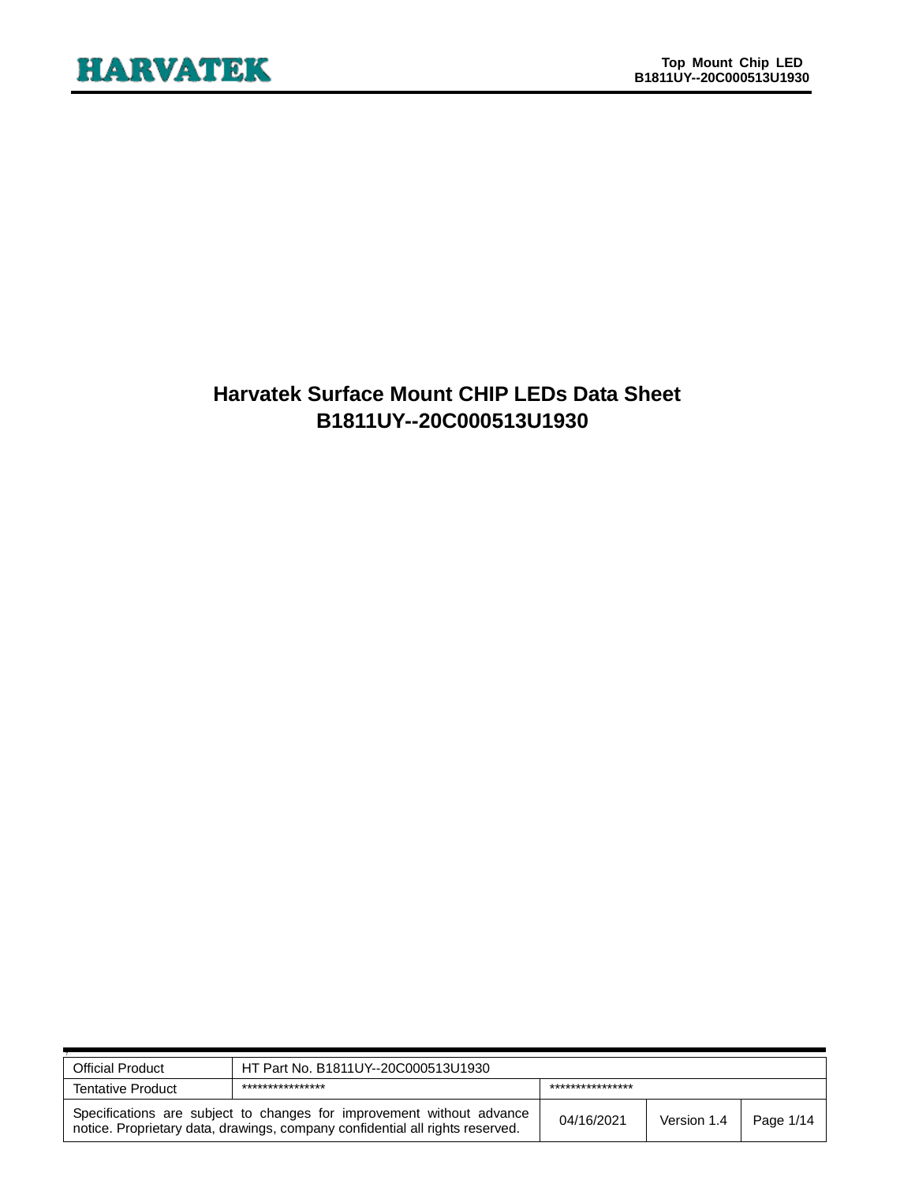# Harvatek Surface Mount CHIP LEDs Data Sheet
# B1811UY--20C000513U1930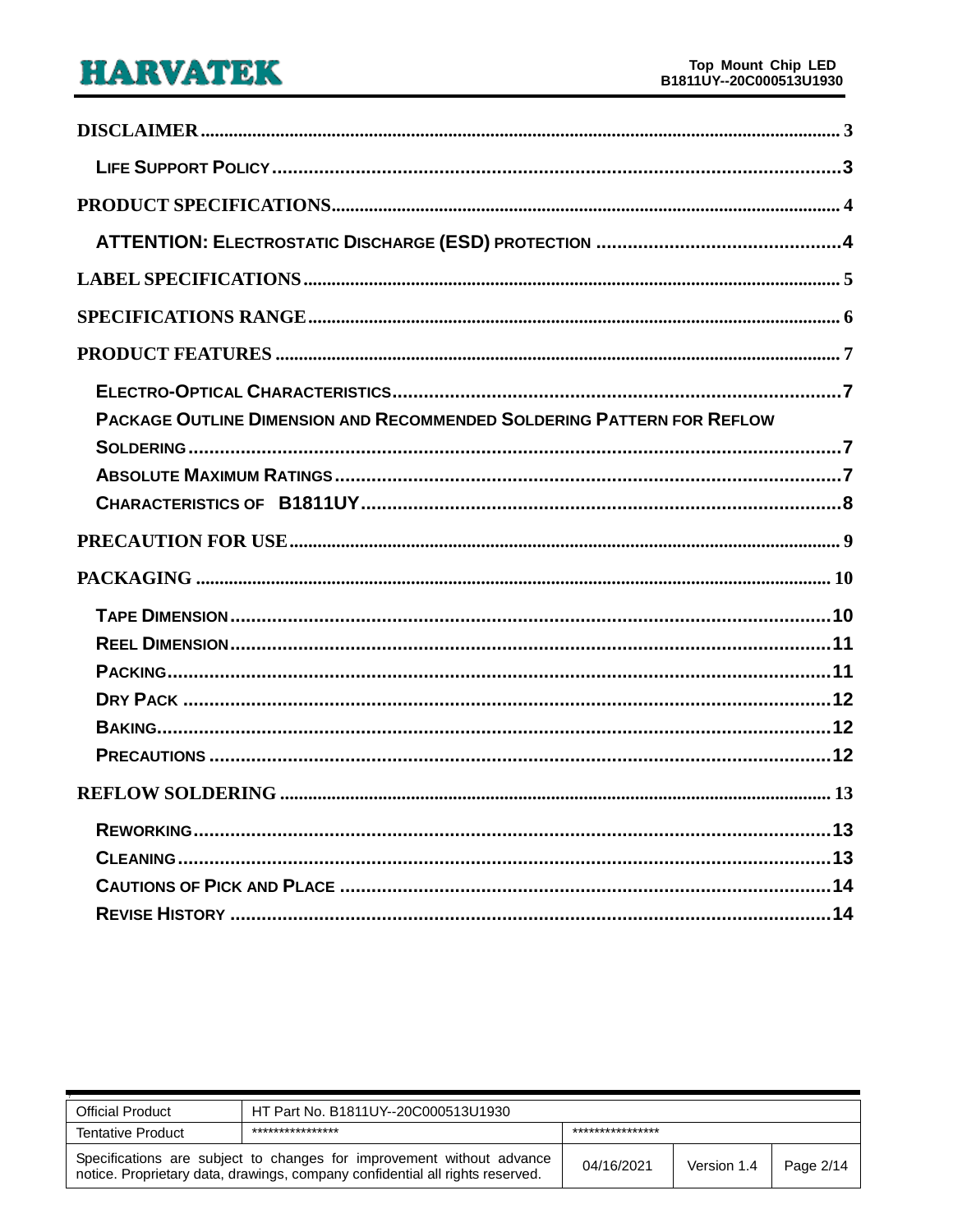DISCLAIMER ........ 3

- LIFE SUPPORT POLICY ........ 3

PRODUCT SPECIFICATIONS ........ 4

- ATTENTION: ELECTROSTATIC DISCHARGE (ESD) PROTECTION ........ 4

LABEL SPECIFICATIONS ........ 5

SPECIFICATIONS RANGE ........ 6

PRODUCT FEATURES ........ 7

- ELECTRO-OPTICAL CHARACTERISTICS ........ 7
- PACKAGE OUTLINE DIMENSION AND RECOMMENDED SOLDERING PATTERN FOR REFLOW SOLDERING ........ 7
- ABSOLUTE MAXIMUM RATINGS ........ 7
- CHARACTERISTICS OF B1811UY ........ 8

PRECAUTION FOR USE ........ 9

PACKAGING ........ 10

- TAPE DIMENSION ........ 10
- REEL DIMENSION ........ 11
- PACKING ........ 11
- DRY PACK ........ 12
- BAKING ........ 12
- PRECAUTIONS ........ 12

REFLOW SOLDERING ........ 13

- REWORKING ........ 13
- CLEANING ........ 13
- CAUTIONS OF PICK AND PLACE ........ 14
- REVISE HISTORY ........ 14

| Official Product | HT Part No. B1811UY--20C000513U1930 | | | |
|---|---|---|---|---|
| Tentative Product | **************** | **************** | | |
| Specifications are subject to changes for improvement without advance notice. Proprietary data, drawings, company confidential all rights reserved. | | 04/16/2021 | Version 1.4 | Page 2/14 |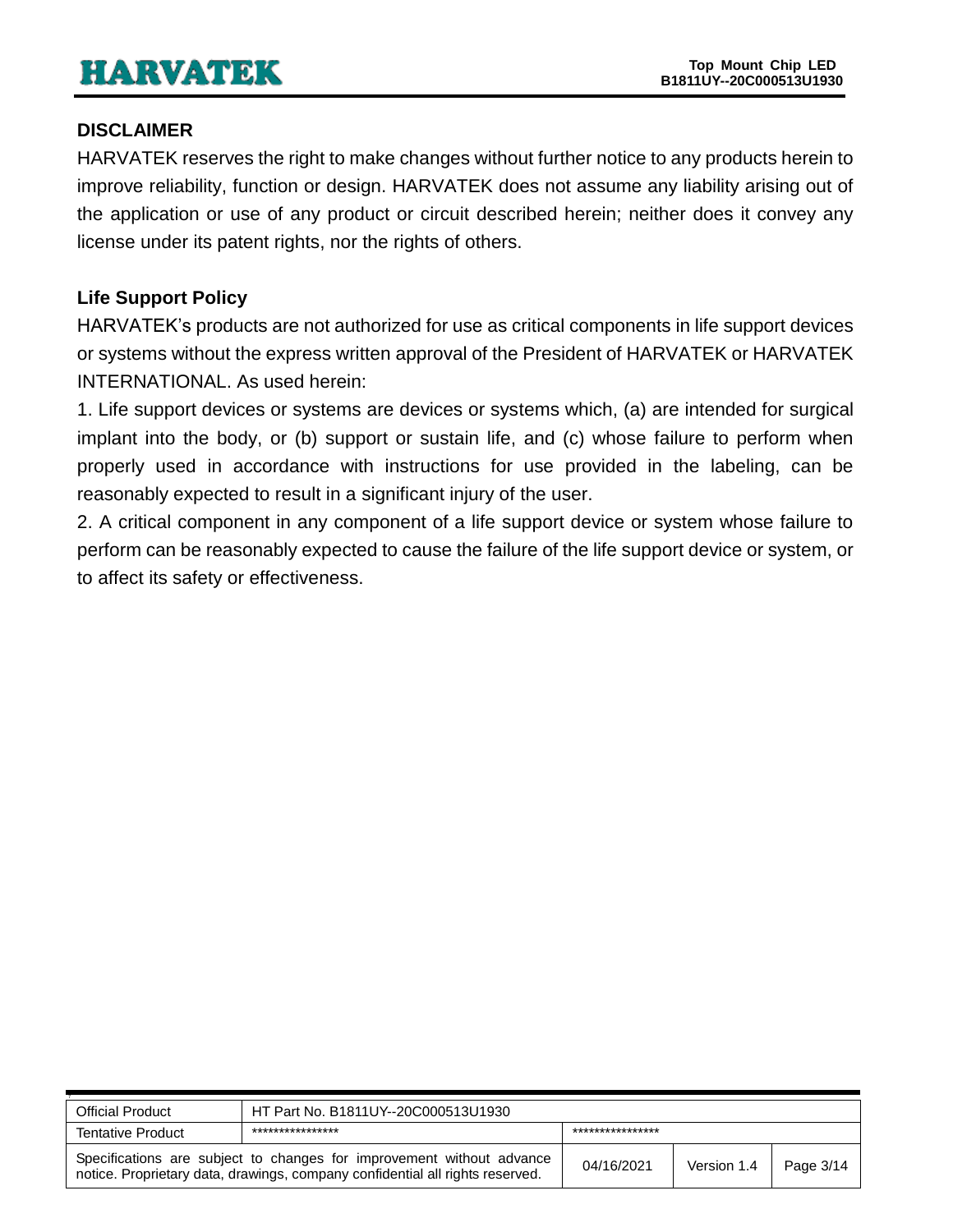## DISCLAIMER

HARVATEK reserves the right to make changes without further notice to any products herein to improve reliability, function or design. HARVATEK does not assume any liability arising out of the application or use of any product or circuit described herein; neither does it convey any license under its patent rights, nor the rights of others.

## Life Support Policy

HARVATEK's products are not authorized for use as critical components in life support devices or systems without the express written approval of the President of HARVATEK or HARVATEK INTERNATIONAL. As used herein:

1. Life support devices or systems are devices or systems which, (a) are intended for surgical implant into the body, or (b) support or sustain life, and (c) whose failure to perform when properly used in accordance with instructions for use provided in the labeling, can be reasonably expected to result in a significant injury of the user.
2. A critical component in any component of a life support device or system whose failure to perform can be reasonably expected to cause the failure of the life support device or system, or to affect its safety or effectiveness.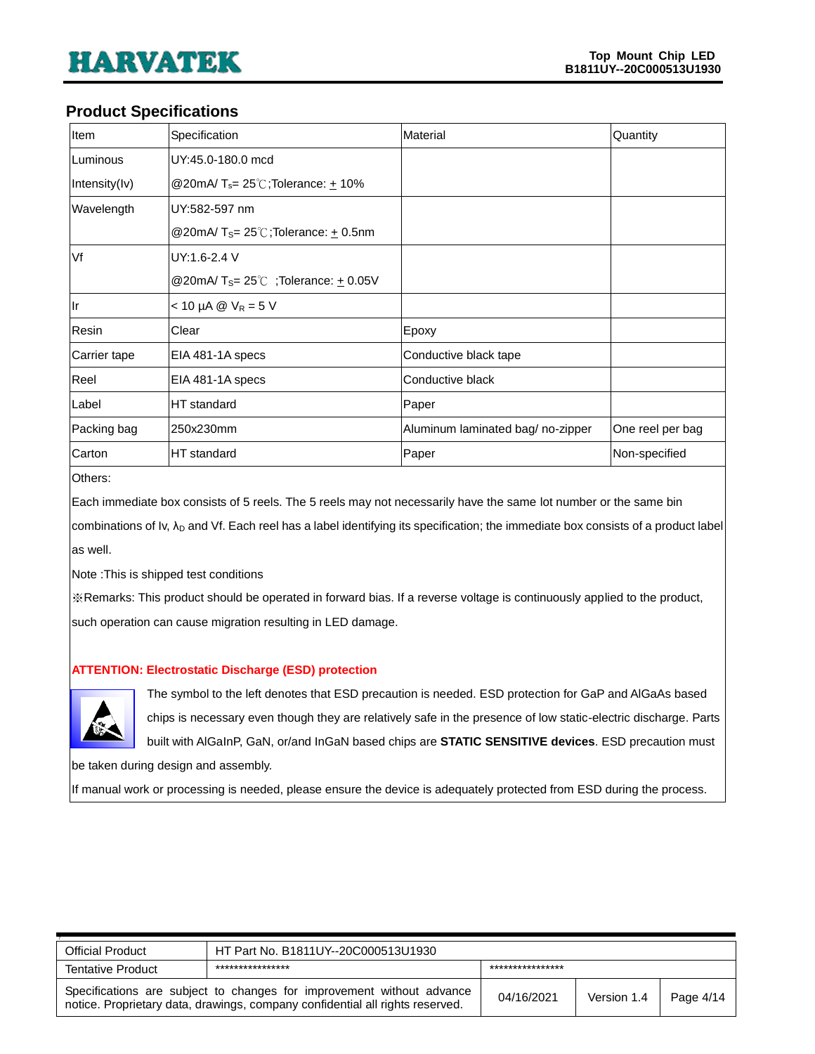## Product Specifications

| Item | Specification | Material | Quantity |
|---|---|---|---|
| Luminous Intensity(Iv) | UY:45.0-180.0 mcd<br>@20mA/ $T_S$= 25℃;Tolerance: ± 10% | | |
| Wavelength | UY:582-597 nm<br>@20mA/ $T_S$= 25℃;Tolerance: ± 0.5nm | | |
| Vf | UY:1.6-2.4 V<br>@20mA/ $T_S$= 25℃ ;Tolerance: ± 0.05V | | |
| Ir | < 10 μA @ $V_R$ = 5 V | | |
| Resin | Clear | Epoxy | |
| Carrier tape | EIA 481-1A specs | Conductive black tape | |
| Reel | EIA 481-1A specs | Conductive black | |
| Label | HT standard | Paper | |
| Packing bag | 250x230mm | Aluminum laminated bag/ no-zipper | One reel per bag |
| Carton | HT standard | Paper | Non-specified |

Others:

Each immediate box consists of 5 reels. The 5 reels may not necessarily have the same lot number or the same bin combinations of Iv, $\lambda_D$ and Vf. Each reel has a label identifying its specification; the immediate box consists of a product label as well.

Note :This is shipped test conditions

※Remarks: This product should be operated in forward bias. If a reverse voltage is continuously applied to the product, such operation can cause migration resulting in LED damage.

**ATTENTION: Electrostatic Discharge (ESD) protection**

The symbol to the left denotes that ESD precaution is needed. ESD protection for GaP and AlGaAs based chips is necessary even though they are relatively safe in the presence of low static-electric discharge. Parts built with AlGaInP, GaN, or/and InGaN based chips are **STATIC SENSITIVE devices**. ESD precaution must be taken during design and assembly.

If manual work or processing is needed, please ensure the device is adequately protected from ESD during the process.

| Official Product | HT Part No. B1811UY--20C000513U1930 | | | |
|---|---|---|---|---|
| Tentative Product | **************** | **************** | | |
| Specifications are subject to changes for improvement without advance notice. Proprietary data, drawings, company confidential all rights reserved. | | 04/16/2021 | Version 1.4 | Page 4/14 |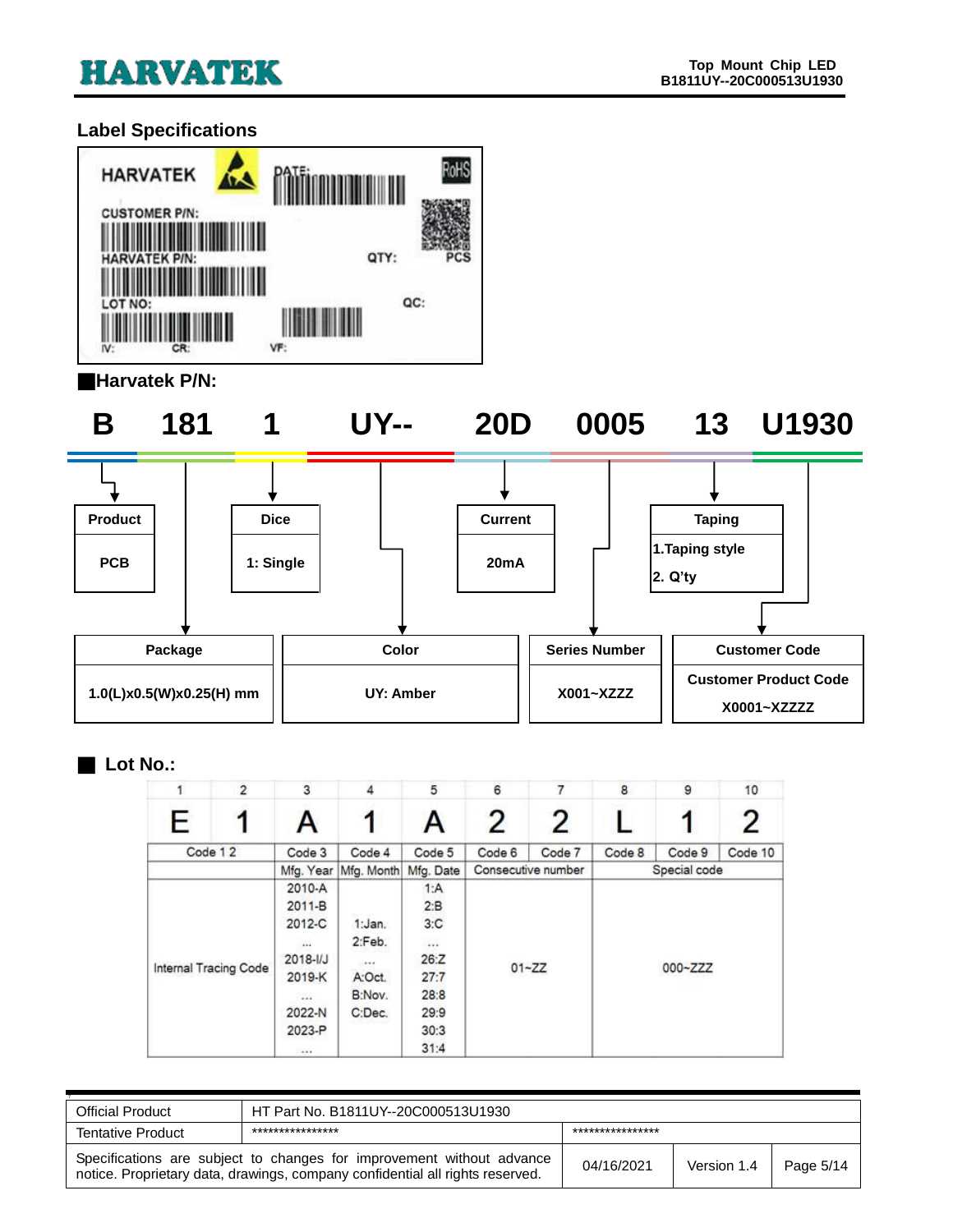## Label Specifications

HARVATEK

DATE:

RoHS

CUSTOMER P/N:

HARVATEK P/N:

QTY: PCS

LOT NO:

QC:

IV: CR: VF:

### ■Harvatek P/N:

**B 181 1 UY-- 20D 0005 13 U1930**

| Product | Package | Dice | Color | Current | Series Number | Taping | Customer Code |
|---|---|---|---|---|---|---|---|
| PCB | 1.0(L)x0.5(W)x0.25(H) mm | 1: Single | UY: Amber | 20mA | X001~XZZZ | 1.Taping style<br>2. Q'ty | Customer Product Code<br>X0001~XZZZZ |

### ■ Lot No.:

| 1 | 2 | 3 | 4 | 5 | 6 | 7 | 8 | 9 | 10 |
|---|---|---|---|---|---|---|---|---|---|
| E | 1 | A | 1 | A | 2 | 2 | L | 1 | 2 |
| Code 1 2 | | Code 3 | Code 4 | Code 5 | Code 6 | Code 7 | Code 8 | Code 9 | Code 10 |
| | | Mfg. Year | Mfg. Month | Mfg. Date | Consecutive number | | Special code | | |
| Internal Tracing Code | | 2010-A<br>2011-B<br>2012-C<br>...<br>2018-I/J<br>2019-K<br>...<br>2022-N<br>2023-P<br>... | 1:Jan.<br>2:Feb.<br>...<br>A:Oct.<br>B:Nov.<br>C:Dec. | 1:A<br>2:B<br>3:C<br>...<br>26:Z<br>27:7<br>28:8<br>29:9<br>30:3<br>31:4 | 01~ZZ | | 000~ZZZ | | |

| Official Product | HT Part No. B1811UY--20C000513U1930 | | | |
|---|---|---|---|---|
| Tentative Product | **************** | **************** | | |
| Specifications are subject to changes for improvement without advance notice. Proprietary data, drawings, company confidential all rights reserved. | | 04/16/2021 | Version 1.4 | Page 5/14 |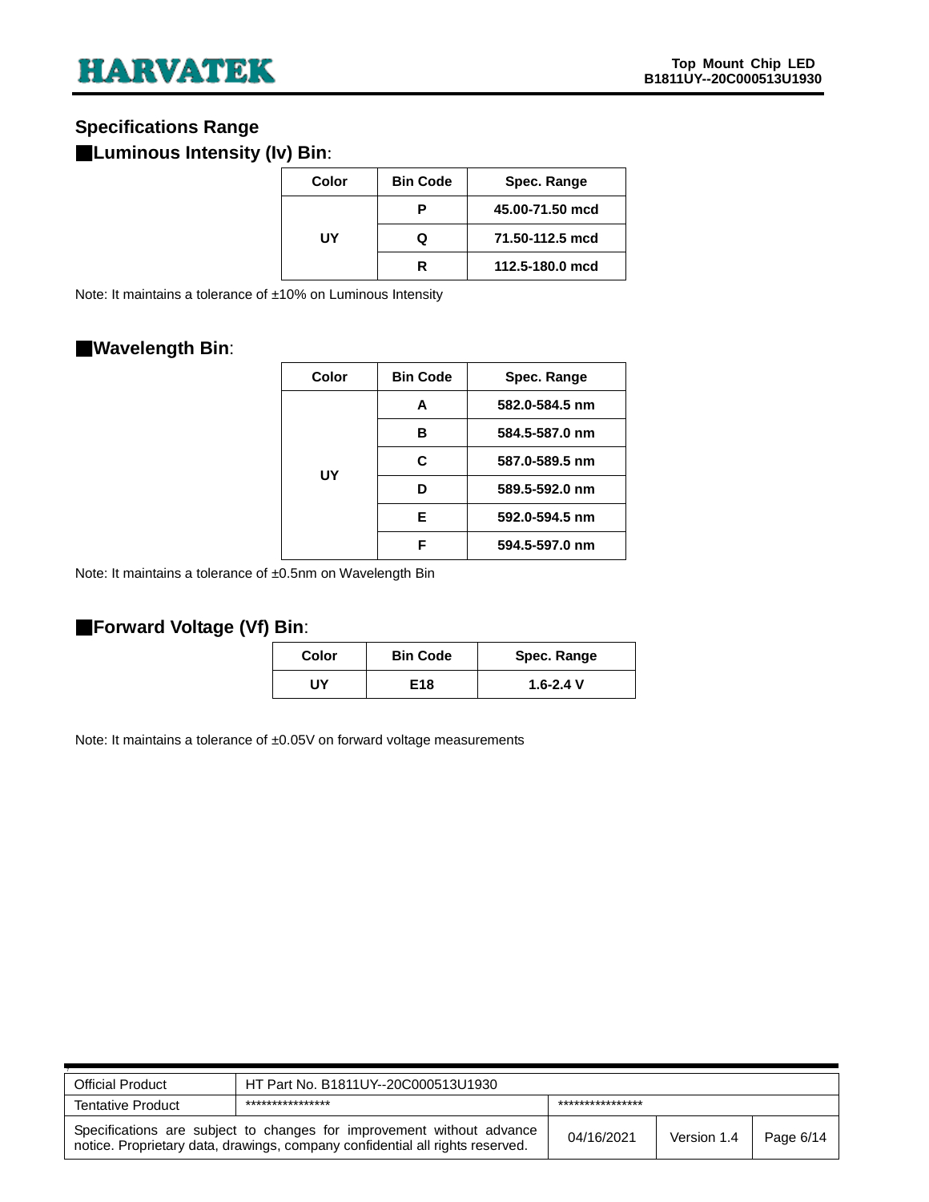## Specifications Range

### ■Luminous Intensity (Iv) Bin:

| Color | Bin Code | Spec. Range |
|---|---|---|
| UY | P | 45.00-71.50 mcd |
| | Q | 71.50-112.5 mcd |
| | R | 112.5-180.0 mcd |

Note: It maintains a tolerance of ±10% on Luminous Intensity

### ■Wavelength Bin:

| Color | Bin Code | Spec. Range |
|---|---|---|
| UY | A | 582.0-584.5 nm |
| | B | 584.5-587.0 nm |
| | C | 587.0-589.5 nm |
| | D | 589.5-592.0 nm |
| | E | 592.0-594.5 nm |
| | F | 594.5-597.0 nm |

Note: It maintains a tolerance of ±0.5nm on Wavelength Bin

### ■Forward Voltage (Vf) Bin:

| Color | Bin Code | Spec. Range |
|---|---|---|
| UY | E18 | 1.6-2.4 V |

Note: It maintains a tolerance of ±0.05V on forward voltage measurements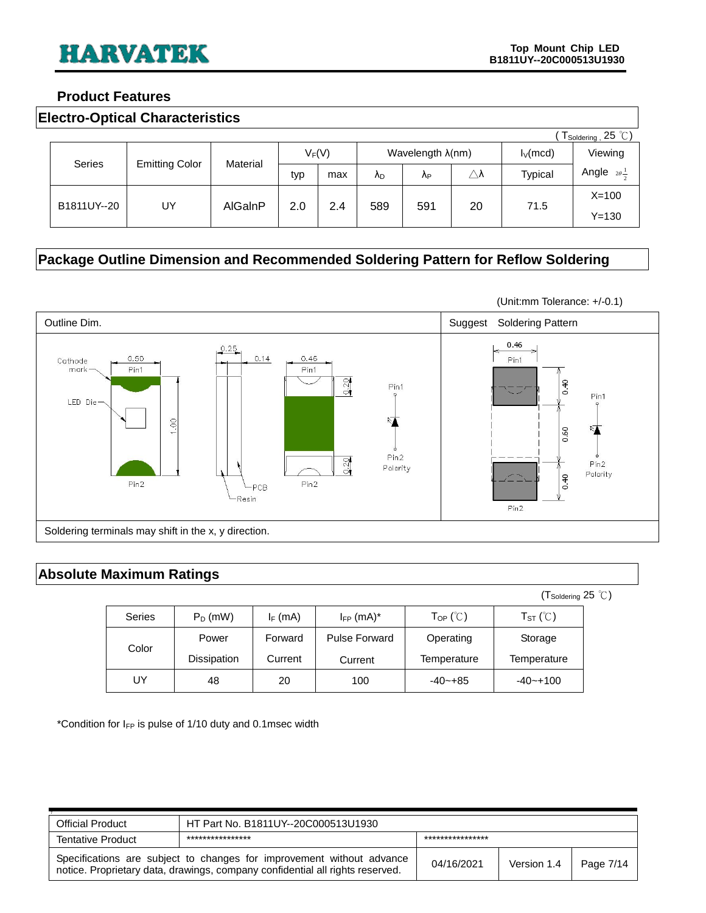## Product Features

### Electro-Optical Characteristics

( $T_{Soldering}$ , 25 ℃)

| Series | Emitting Color | Material | $V_F$(V) | | Wavelength λ(nm) | | | $I_V$(mcd) | Viewing |
|---|---|---|---|---|---|---|---|---|---|
| | | | typ | max | $\lambda_D$ | $\lambda_P$ | △λ | Typical | Angle $2\theta\frac{1}{2}$ |
| B1811UY--20 | UY | AlGaInP | 2.0 | 2.4 | 589 | 591 | 20 | 71.5 | X=100<br>Y=130 |

### Package Outline Dimension and Recommended Soldering Pattern for Reflow Soldering

(Unit:mm Tolerance: +/-0.1)

| Outline Dim. | Suggest Soldering Pattern |
|---|---|
| Cathode mark, LED Die, Pin1, Pin2, PCB, Resin, Polarity; 0.50, 0.25, 0.14, 0.45, 1.00, 0.20, 0.20 | Pin1, Pin2, Polarity; 0.46, 0.40, 0.60, 0.40 |

Soldering terminals may shift in the x, y direction.

### Absolute Maximum Ratings

($T_{Soldering}$ 25 ℃)

| Series | $P_D$ (mW) | $I_F$ (mA) | $I_{FP}$ (mA)* | $T_{OP}$ (℃) | $T_{ST}$ (℃) |
|---|---|---|---|---|---|
| Color | Power Dissipation | Forward Current | Pulse Forward Current | Operating Temperature | Storage Temperature |
| UY | 48 | 20 | 100 | -40~+85 | -40~+100 |

*Condition for $I_{FP}$ is pulse of 1/10 duty and 0.1msec width

| Official Product | HT Part No. B1811UY--20C000513U1930 | | | |
|---|---|---|---|---|
| Tentative Product | **************** | **************** | | |
| Specifications are subject to changes for improvement without advance notice. Proprietary data, drawings, company confidential all rights reserved. | | 04/16/2021 | Version 1.4 | Page 7/14 |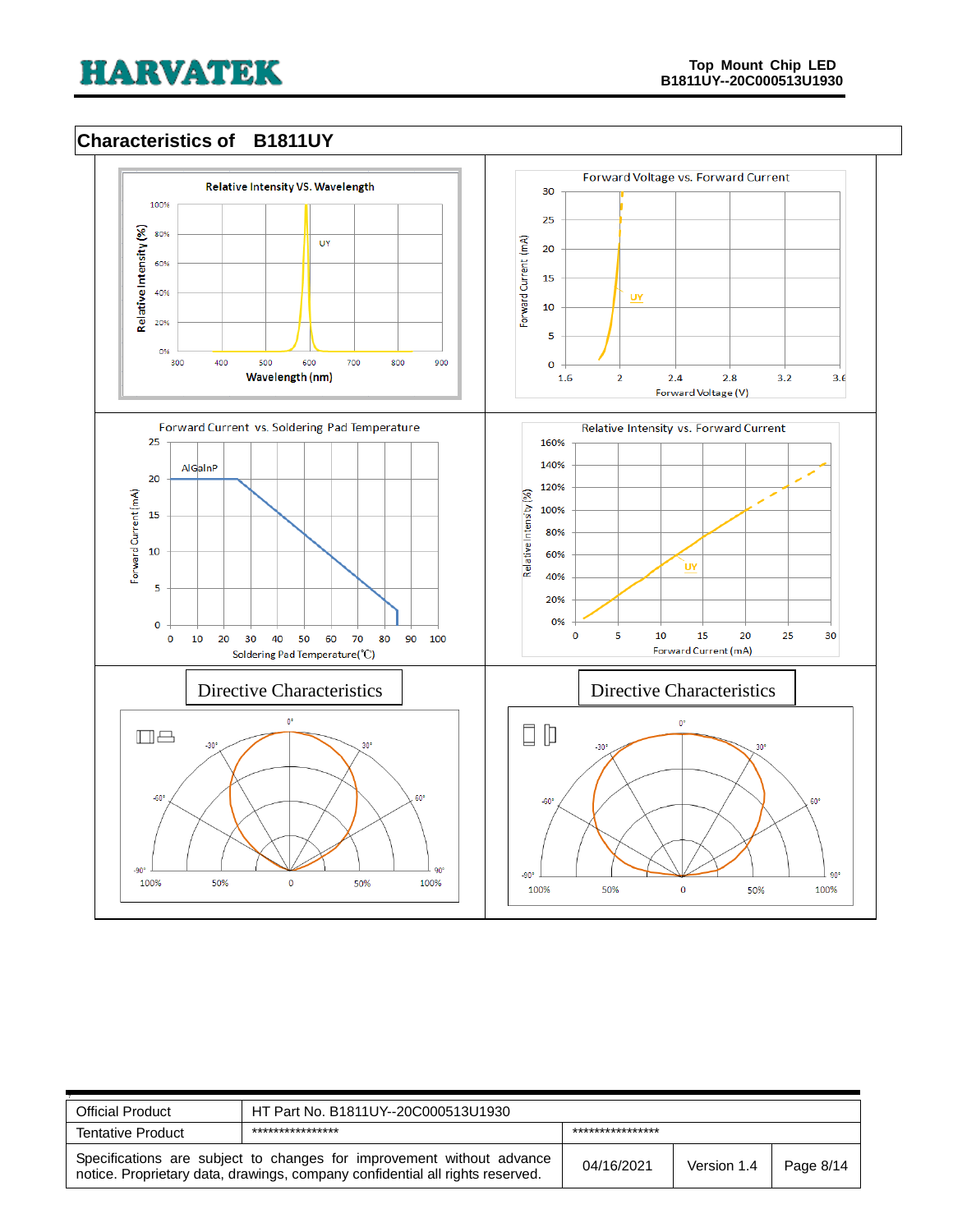## Characteristics of B1811UY

Relative Intensity VS. Wavelength

Forward Voltage vs. Forward Current

Forward Current vs. Soldering Pad Temperature

Relative Intensity vs. Forward Current

Directive Characteristics

Directive Characteristics

| Official Product | HT Part No. B1811UY--20C000513U1930 | | | |
|---|---|---|---|---|
| Tentative Product | **************** | **************** | | |
| Specifications are subject to changes for improvement without advance notice. Proprietary data, drawings, company confidential all rights reserved. | | 04/16/2021 | Version 1.4 | Page 8/14 |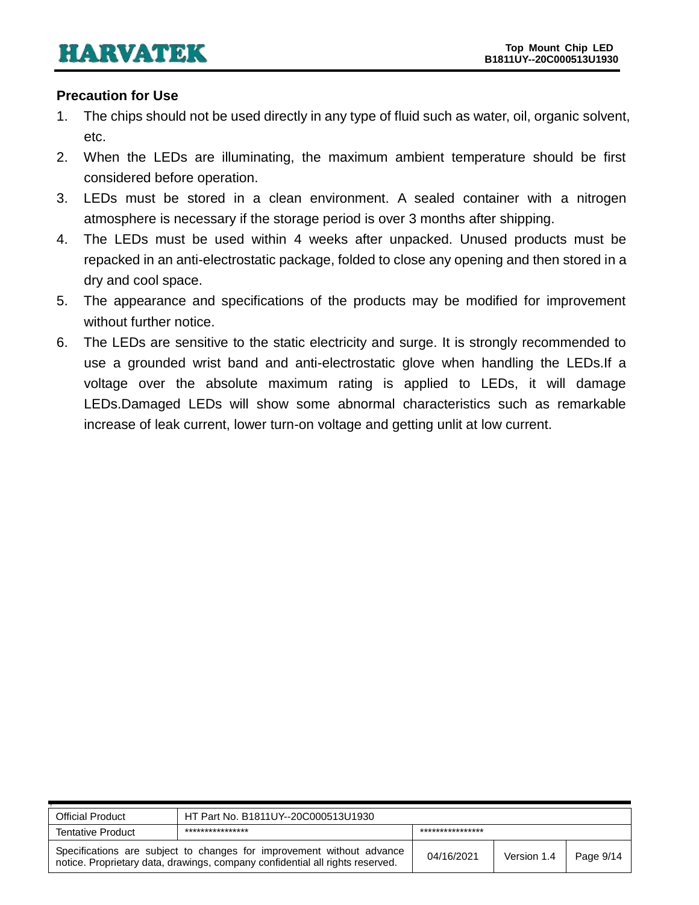## Precaution for Use

1. The chips should not be used directly in any type of fluid such as water, oil, organic solvent, etc.
2. When the LEDs are illuminating, the maximum ambient temperature should be first considered before operation.
3. LEDs must be stored in a clean environment. A sealed container with a nitrogen atmosphere is necessary if the storage period is over 3 months after shipping.
4. The LEDs must be used within 4 weeks after unpacked. Unused products must be repacked in an anti-electrostatic package, folded to close any opening and then stored in a dry and cool space.
5. The appearance and specifications of the products may be modified for improvement without further notice.
6. The LEDs are sensitive to the static electricity and surge. It is strongly recommended to use a grounded wrist band and anti-electrostatic glove when handling the LEDs.If a voltage over the absolute maximum rating is applied to LEDs, it will damage LEDs.Damaged LEDs will show some abnormal characteristics such as remarkable increase of leak current, lower turn-on voltage and getting unlit at low current.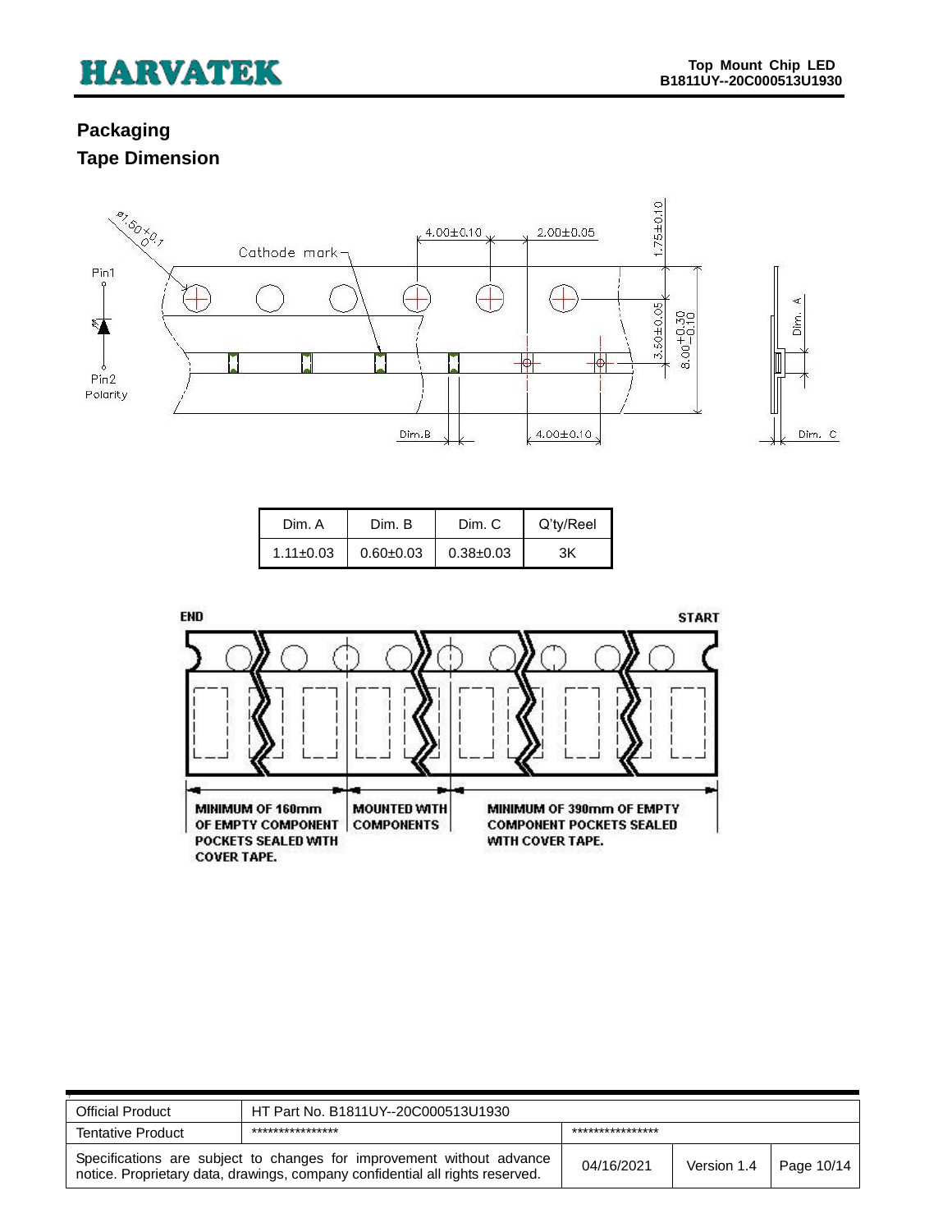## Packaging

## Tape Dimension

| Dim. A | Dim. B | Dim. C | Q'ty/Reel |
|---|---|---|---|
| 1.11±0.03 | 0.60±0.03 | 0.38±0.03 | 3K |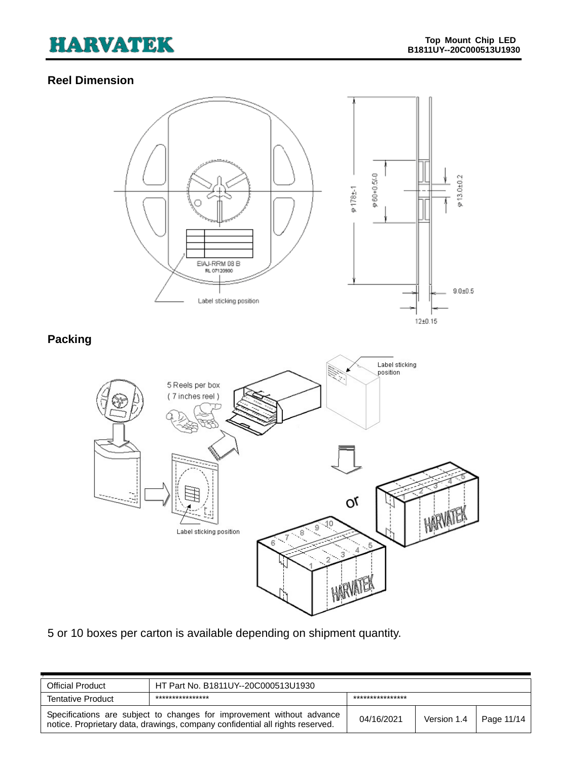## Reel Dimension

## Packing

5 or 10 boxes per carton is available depending on shipment quantity.

| Official Product | HT Part No. B1811UY--20C000513U1930 | | | |
|---|---|---|---|---|
| Tentative Product | **************** | **************** | | |
| Specifications are subject to changes for improvement without advance notice. Proprietary data, drawings, company confidential all rights reserved. | | 04/16/2021 | Version 1.4 | Page 11/14 |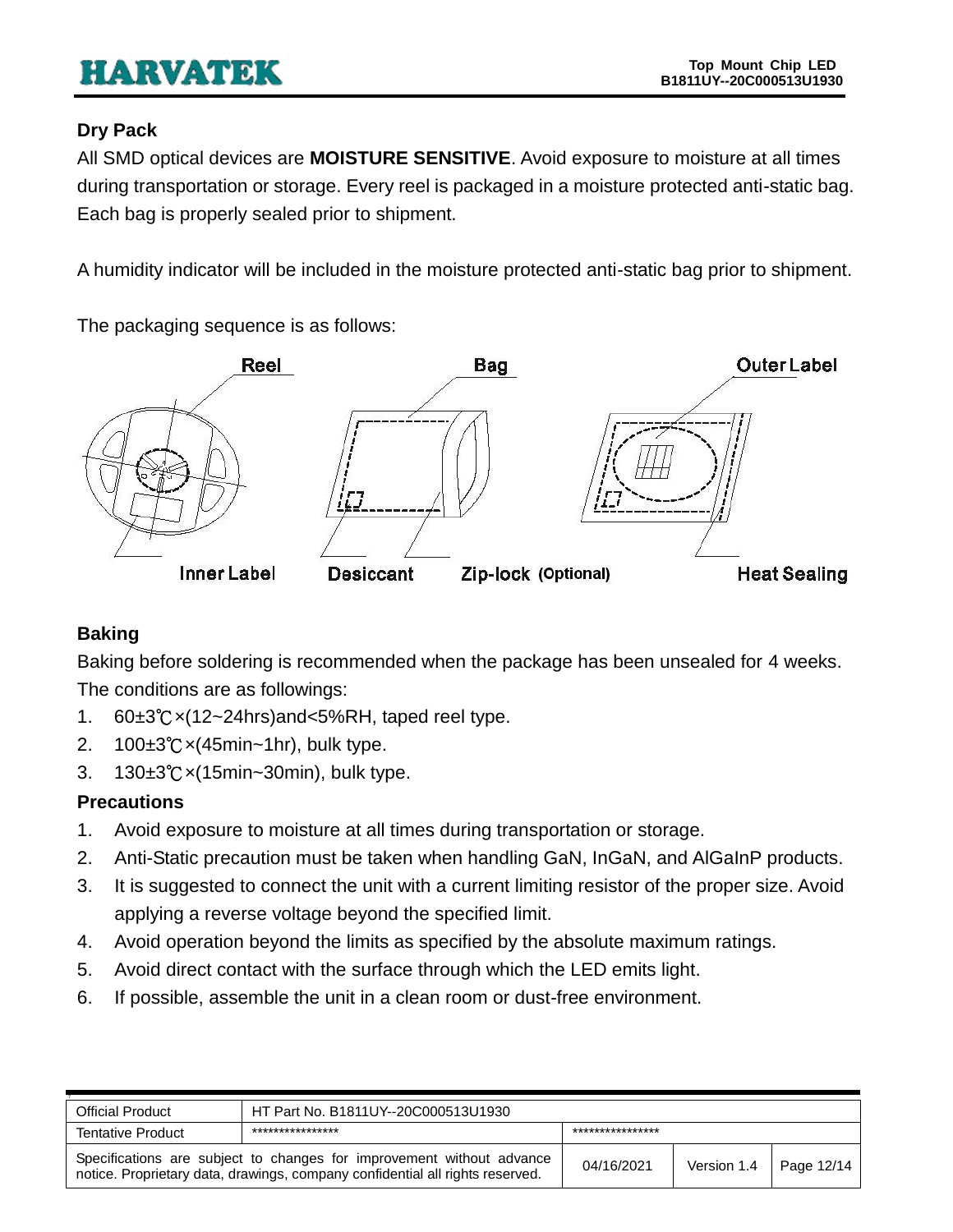## Dry Pack

All SMD optical devices are **MOISTURE SENSITIVE**. Avoid exposure to moisture at all times during transportation or storage. Every reel is packaged in a moisture protected anti-static bag. Each bag is properly sealed prior to shipment.

A humidity indicator will be included in the moisture protected anti-static bag prior to shipment.

The packaging sequence is as follows:

Reel | Bag | Outer Label

Inner Label | Desiccant | Zip-lock (Optional) | Heat Sealing

## Baking

Baking before soldering is recommended when the package has been unsealed for 4 weeks. The conditions are as followings:

1. 60±3℃×(12~24hrs)and<5%RH, taped reel type.
2. 100±3℃×(45min~1hr), bulk type.
3. 130±3℃×(15min~30min), bulk type.

## Precautions

1. Avoid exposure to moisture at all times during transportation or storage.
2. Anti-Static precaution must be taken when handling GaN, InGaN, and AlGaInP products.
3. It is suggested to connect the unit with a current limiting resistor of the proper size. Avoid applying a reverse voltage beyond the specified limit.
4. Avoid operation beyond the limits as specified by the absolute maximum ratings.
5. Avoid direct contact with the surface through which the LED emits light.
6. If possible, assemble the unit in a clean room or dust-free environment.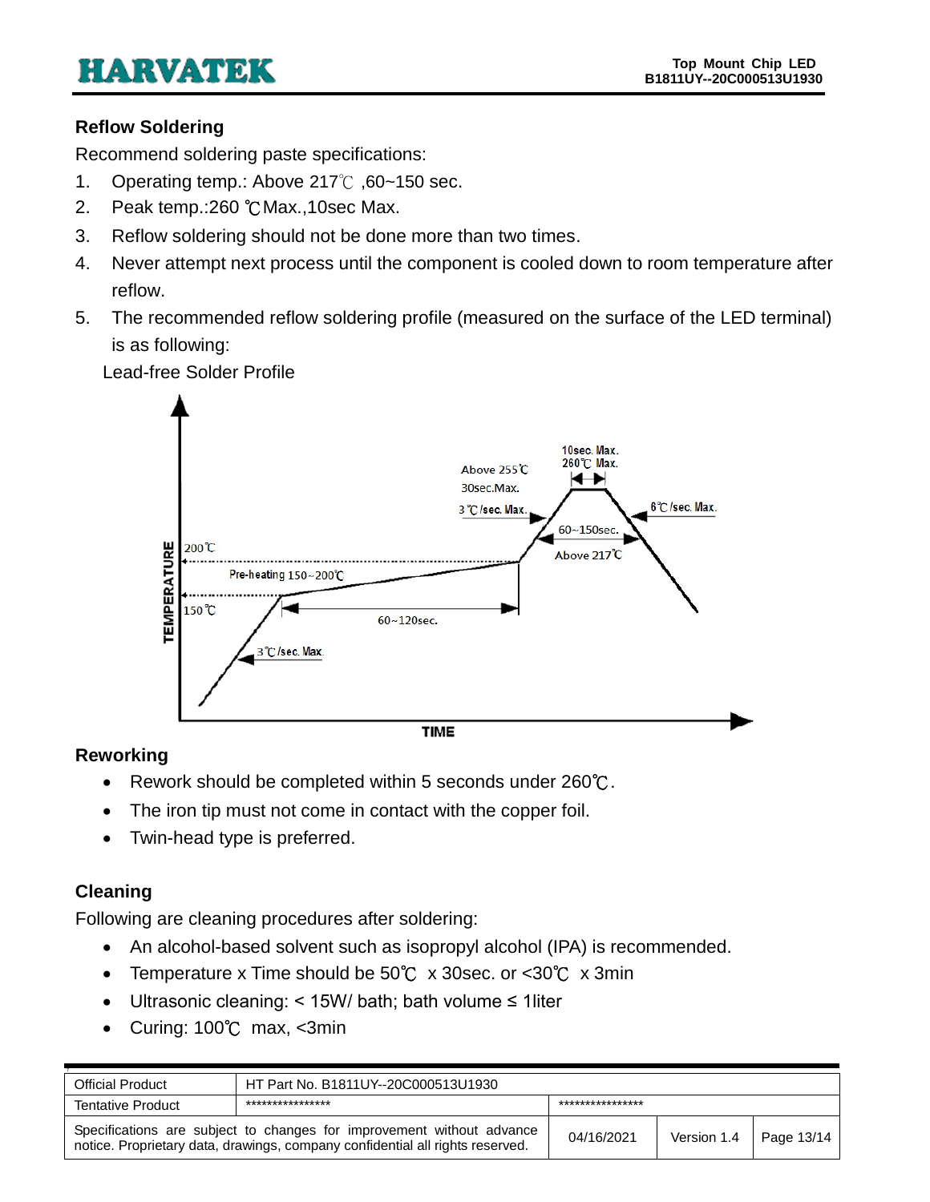### Reflow Soldering

Recommend soldering paste specifications:

1. Operating temp.: Above 217℃ ,60~150 sec.
2. Peak temp.:260 ℃Max.,10sec Max.
3. Reflow soldering should not be done more than two times.
4. Never attempt next process until the component is cooled down to room temperature after reflow.
5. The recommended reflow soldering profile (measured on the surface of the LED terminal) is as following:

Lead-free Solder Profile

### Reworking

- Rework should be completed within 5 seconds under 260℃.
- The iron tip must not come in contact with the copper foil.
- Twin-head type is preferred.

### Cleaning

Following are cleaning procedures after soldering:

- An alcohol-based solvent such as isopropyl alcohol (IPA) is recommended.
- Temperature x Time should be 50℃ x 30sec. or <30℃ x 3min
- Ultrasonic cleaning: < 15W/ bath; bath volume ≤ 1liter
- Curing: 100℃ max, <3min

| Official Product | HT Part No. B1811UY--20C000513U1930 | | | |
|---|---|---|---|---|
| Tentative Product | **************** | **************** | | |
| Specifications are subject to changes for improvement without advance notice. Proprietary data, drawings, company confidential all rights reserved. | | 04/16/2021 | Version 1.4 | Page 13/14 |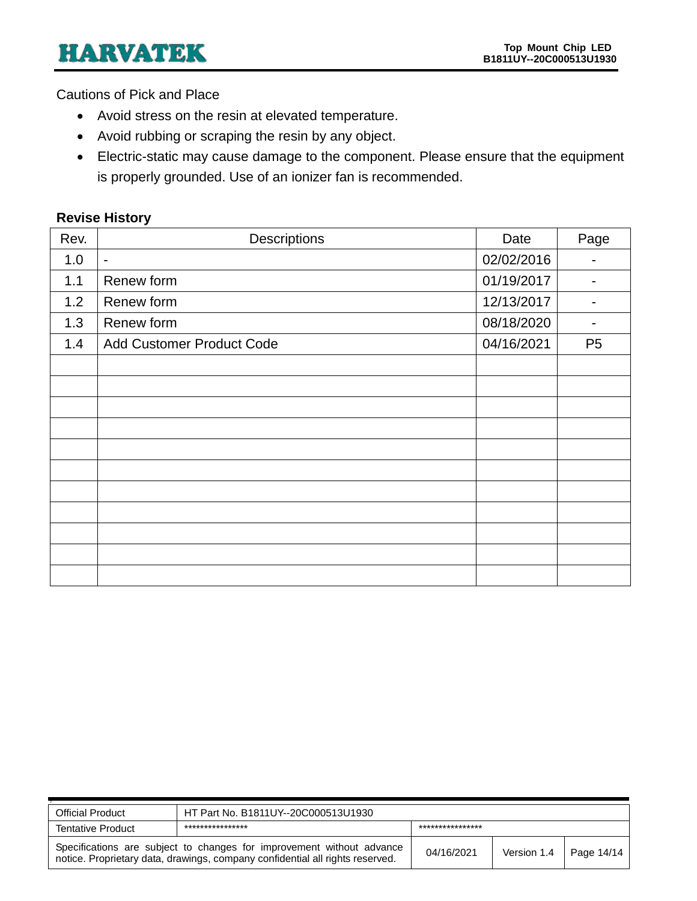Cautions of Pick and Place

- Avoid stress on the resin at elevated temperature.
- Avoid rubbing or scraping the resin by any object.
- Electric-static may cause damage to the component. Please ensure that the equipment is properly grounded. Use of an ionizer fan is recommended.

**Revise History**

| Rev. | Descriptions | Date | Page |
|---|---|---|---|
| 1.0 | - | 02/02/2016 | - |
| 1.1 | Renew form | 01/19/2017 | - |
| 1.2 | Renew form | 12/13/2017 | - |
| 1.3 | Renew form | 08/18/2020 | - |
| 1.4 | Add Customer Product Code | 04/16/2021 | P5 |
| | | | |
| | | | |
| | | | |
| | | | |
| | | | |
| | | | |
| | | | |
| | | | |
| | | | |
| | | | |
| | | | |